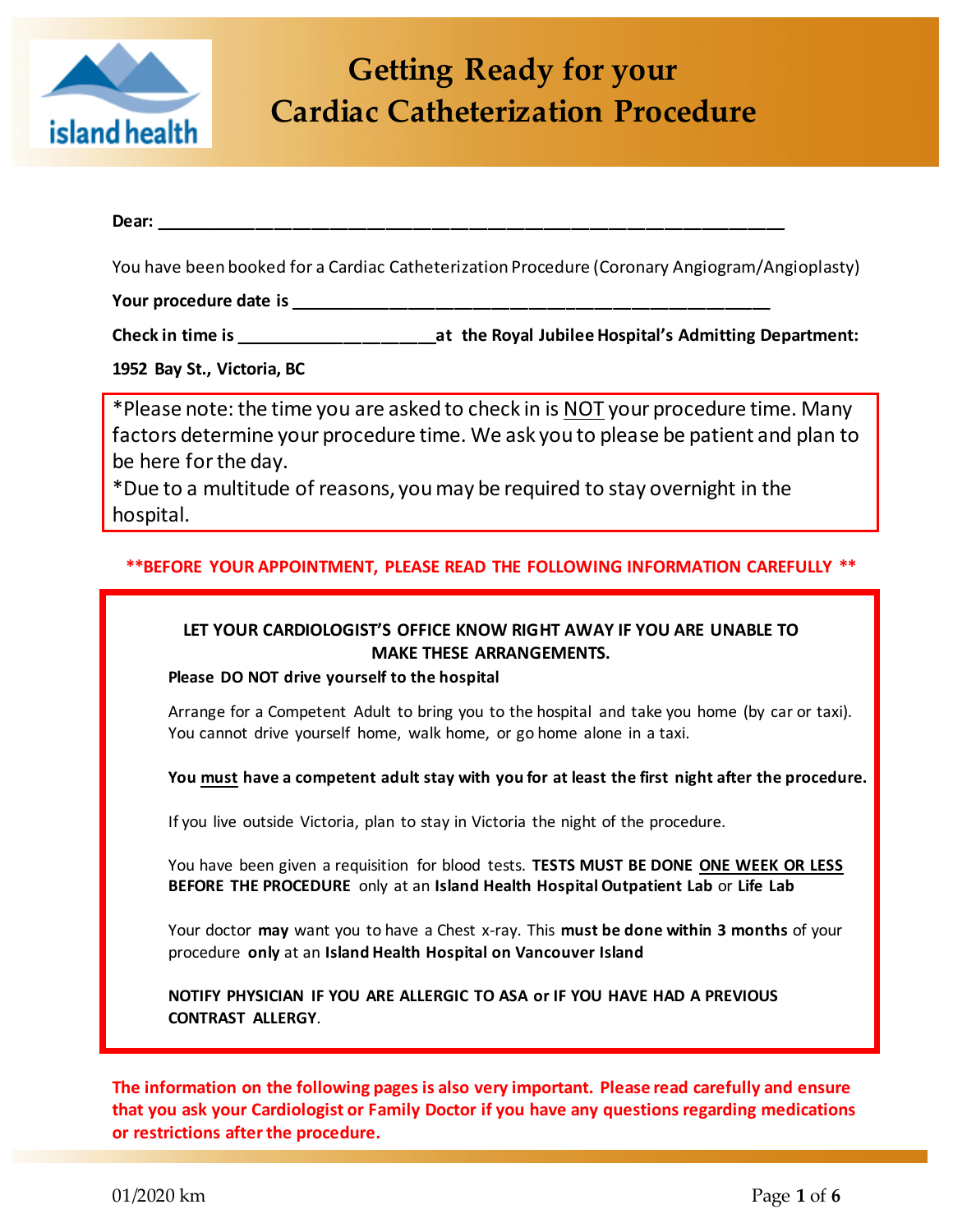# Getting Ready for your Cardiac Catheterization Procedure

**Dear: ______________________________________________________________**

You have been booked for a Cardiac Catheterization Procedure (Coronary Angiogram/Angioplasty)

**Your procedure date is _____________________________________________**

**Check in time is ____________________at the Royal Jubilee Hospital's Admitting Department:**

**1952 Bay St., Victoria, BC**

*Please note: the time you are asked to check in is NOT your procedure time. Many factors determine your procedure time. We ask you to please be patient and plan to be here for the day.
*Due to a multitude of reasons, you may be required to stay overnight in the hospital.

**\*\*BEFORE YOUR APPOINTMENT, PLEASE READ THE FOLLOWING INFORMATION CAREFULLY \*\***

**LET YOUR CARDIOLOGIST'S OFFICE KNOW RIGHT AWAY IF YOU ARE UNABLE TO MAKE THESE ARRANGEMENTS.**

**Please DO NOT drive yourself to the hospital**

Arrange for a Competent Adult to bring you to the hospital and take you home (by car or taxi). You cannot drive yourself home, walk home, or go home alone in a taxi.

**You must have a competent adult stay with you for at least the first night after the procedure.**

If you live outside Victoria, plan to stay in Victoria the night of the procedure.

You have been given a requisition for blood tests. **TESTS MUST BE DONE ONE WEEK OR LESS BEFORE THE PROCEDURE** only at an **Island Health Hospital Outpatient Lab** or **Life Lab**

Your doctor **may** want you to have a Chest x-ray. This **must be done within 3 months** of your procedure **only** at an **Island Health Hospital on Vancouver Island**

**NOTIFY PHYSICIAN IF YOU ARE ALLERGIC TO ASA or IF YOU HAVE HAD A PREVIOUS CONTRAST ALLERGY**.

**The information on the following pages is also very important. Please read carefully and ensure that you ask your Cardiologist or Family Doctor if you have any questions regarding medications or restrictions after the procedure.**

01/2020 km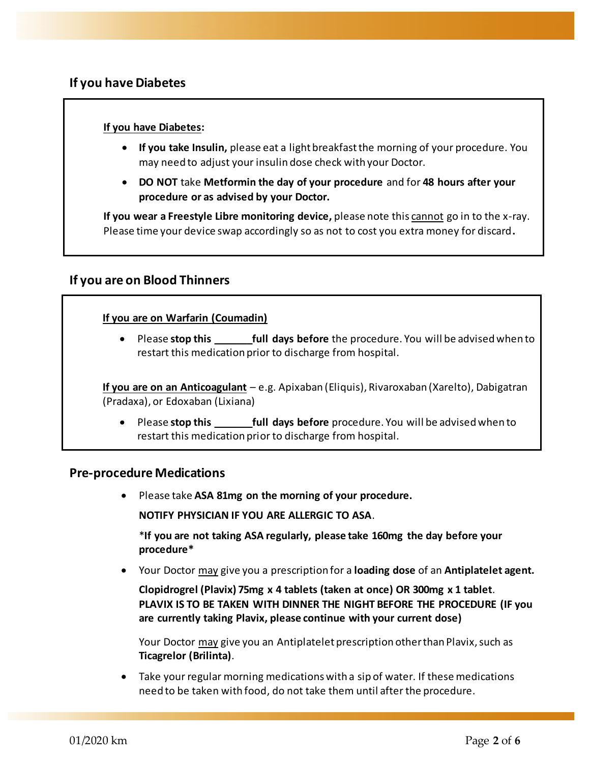## If you have Diabetes

**If you have Diabetes:**

- **If you take Insulin,** please eat a light breakfast the morning of your procedure. You may need to adjust your insulin dose check with your Doctor.
- **DO NOT** take **Metformin the day of your procedure** and for **48 hours after your procedure or as advised by your Doctor.**

**If you wear a Freestyle Libre monitoring device,** please note this cannot go in to the x-ray. Please time your device swap accordingly so as not to cost you extra money for discard**.**

## If you are on Blood Thinners

**If you are on Warfarin (Coumadin)**

- Please **stop this _______ full days before** the procedure. You will be advised when to restart this medication prior to discharge from hospital.

**If you are on an Anticoagulant** – e.g. Apixaban (Eliquis), Rivaroxaban (Xarelto), Dabigatran (Pradaxa), or Edoxaban (Lixiana)

- Please **stop this _______ full days before** procedure. You will be advised when to restart this medication prior to discharge from hospital.

## Pre-procedure Medications

- Please take **ASA 81mg on the morning of your procedure.**

  **NOTIFY PHYSICIAN IF YOU ARE ALLERGIC TO ASA**.

  ***If you are not taking ASA regularly, please take 160mg the day before your procedure***

- Your Doctor may give you a prescription for a **loading dose** of an **Antiplatelet agent.**

  **Clopidrogrel (Plavix) 75mg x 4 tablets (taken at once) OR 300mg x 1 tablet**. **PLAVIX IS TO BE TAKEN WITH DINNER THE NIGHT BEFORE THE PROCEDURE (IF you are currently taking Plavix, please continue with your current dose)**

  Your Doctor may give you an Antiplatelet prescription other than Plavix, such as **Ticagrelor (Brilinta)**.

- Take your regular morning medications with a sip of water. If these medications need to be taken with food, do not take them until after the procedure.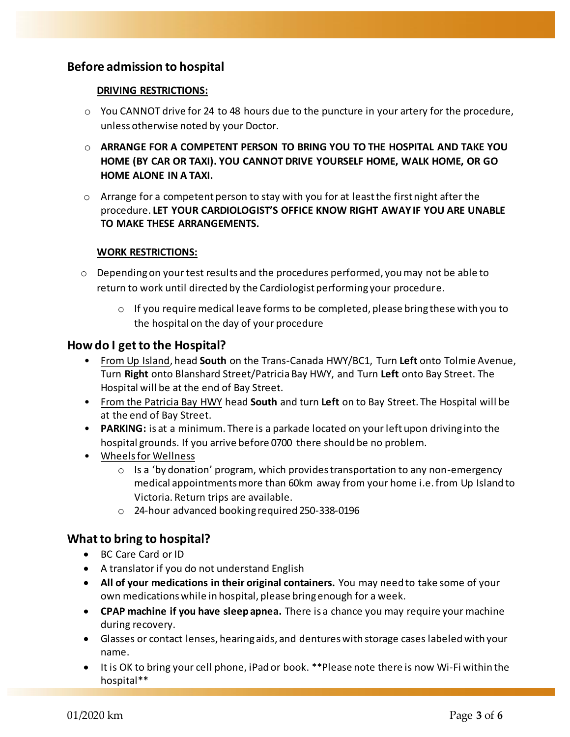## Before admission to hospital

**<u>DRIVING RESTRICTIONS:</u>**

- You CANNOT drive for 24 to 48 hours due to the puncture in your artery for the procedure, unless otherwise noted by your Doctor.
- **ARRANGE FOR A COMPETENT PERSON TO BRING YOU TO THE HOSPITAL AND TAKE YOU HOME (BY CAR OR TAXI). YOU CANNOT DRIVE YOURSELF HOME, WALK HOME, OR GO HOME ALONE IN A TAXI.**
- Arrange for a competent person to stay with you for at least the first night after the procedure. **LET YOUR CARDIOLOGIST'S OFFICE KNOW RIGHT AWAY IF YOU ARE UNABLE TO MAKE THESE ARRANGEMENTS.**

**<u>WORK RESTRICTIONS:</u>**

- Depending on your test results and the procedures performed, you may not be able to return to work until directed by the Cardiologist performing your procedure.
  - If you require medical leave forms to be completed, please bring these with you to the hospital on the day of your procedure

## How do I get to the Hospital?

- <u>From Up Island</u>, head **South** on the Trans-Canada HWY/BC1, Turn **Left** onto Tolmie Avenue, Turn **Right** onto Blanshard Street/Patricia Bay HWY, and Turn **Left** onto Bay Street. The Hospital will be at the end of Bay Street.
- <u>From the Patricia Bay HWY</u> head **South** and turn **Left** on to Bay Street. The Hospital will be at the end of Bay Street.
- **PARKING:** is at a minimum. There is a parkade located on your left upon driving into the hospital grounds. If you arrive before 0700 there should be no problem.
- <u>Wheels for Wellness</u>
  - Is a 'by donation' program, which provides transportation to any non-emergency medical appointments more than 60km away from your home i.e. from Up Island to Victoria. Return trips are available.
  - 24-hour advanced booking required 250-338-0196

## What to bring to hospital?

- BC Care Card or ID
- A translator if you do not understand English
- **All of your medications in their original containers.** You may need to take some of your own medications while in hospital, please bring enough for a week.
- **CPAP machine if you have sleep apnea.** There is a chance you may require your machine during recovery.
- Glasses or contact lenses, hearing aids, and dentures with storage cases labeled with your name.
- It is OK to bring your cell phone, iPad or book. **Please note there is now Wi-Fi within the hospital**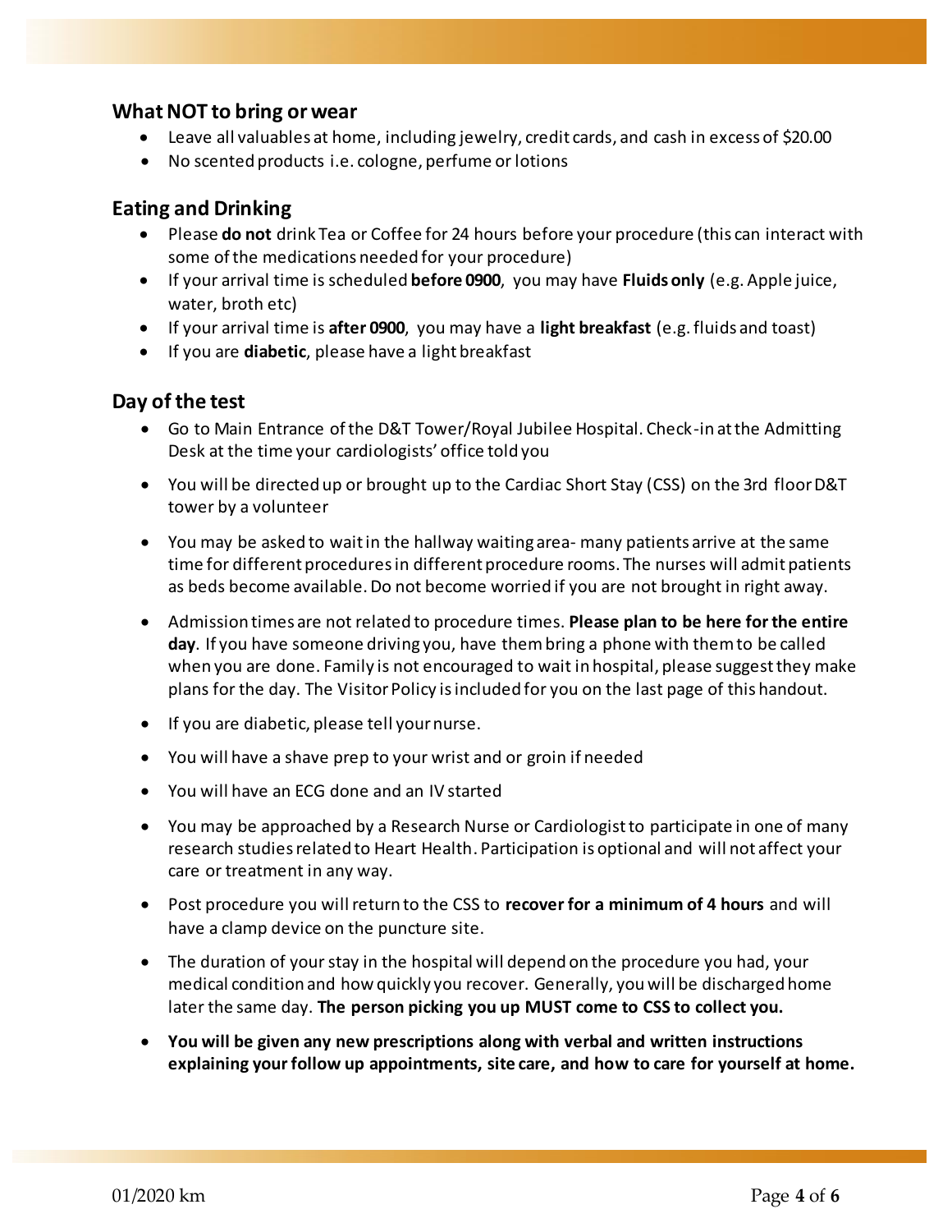## What NOT to bring or wear

- Leave all valuables at home, including jewelry, credit cards, and cash in excess of $20.00
- No scented products i.e. cologne, perfume or lotions

## Eating and Drinking

- Please **do not** drink Tea or Coffee for 24 hours before your procedure (this can interact with some of the medications needed for your procedure)
- If your arrival time is scheduled **before 0900**, you may have **Fluids only** (e.g. Apple juice, water, broth etc)
- If your arrival time is **after 0900**, you may have a **light breakfast** (e.g. fluids and toast)
- If you are **diabetic**, please have a light breakfast

## Day of the test

- Go to Main Entrance of the D&T Tower/Royal Jubilee Hospital. Check-in at the Admitting Desk at the time your cardiologists' office told you
- You will be directed up or brought up to the Cardiac Short Stay (CSS) on the 3rd floor D&T tower by a volunteer
- You may be asked to wait in the hallway waiting area- many patients arrive at the same time for different procedures in different procedure rooms. The nurses will admit patients as beds become available. Do not become worried if you are not brought in right away.
- Admission times are not related to procedure times. **Please plan to be here for the entire day**. If you have someone driving you, have them bring a phone with them to be called when you are done. Family is not encouraged to wait in hospital, please suggest they make plans for the day. The Visitor Policy is included for you on the last page of this handout.
- If you are diabetic, please tell your nurse.
- You will have a shave prep to your wrist and or groin if needed
- You will have an ECG done and an IV started
- You may be approached by a Research Nurse or Cardiologist to participate in one of many research studies related to Heart Health. Participation is optional and will not affect your care or treatment in any way.
- Post procedure you will return to the CSS to **recover for a minimum of 4 hours** and will have a clamp device on the puncture site.
- The duration of your stay in the hospital will depend on the procedure you had, your medical condition and how quickly you recover. Generally, you will be discharged home later the same day. **The person picking you up MUST come to CSS to collect you.**
- **You will be given any new prescriptions along with verbal and written instructions explaining your follow up appointments, site care, and how to care for yourself at home.**

01/2020 km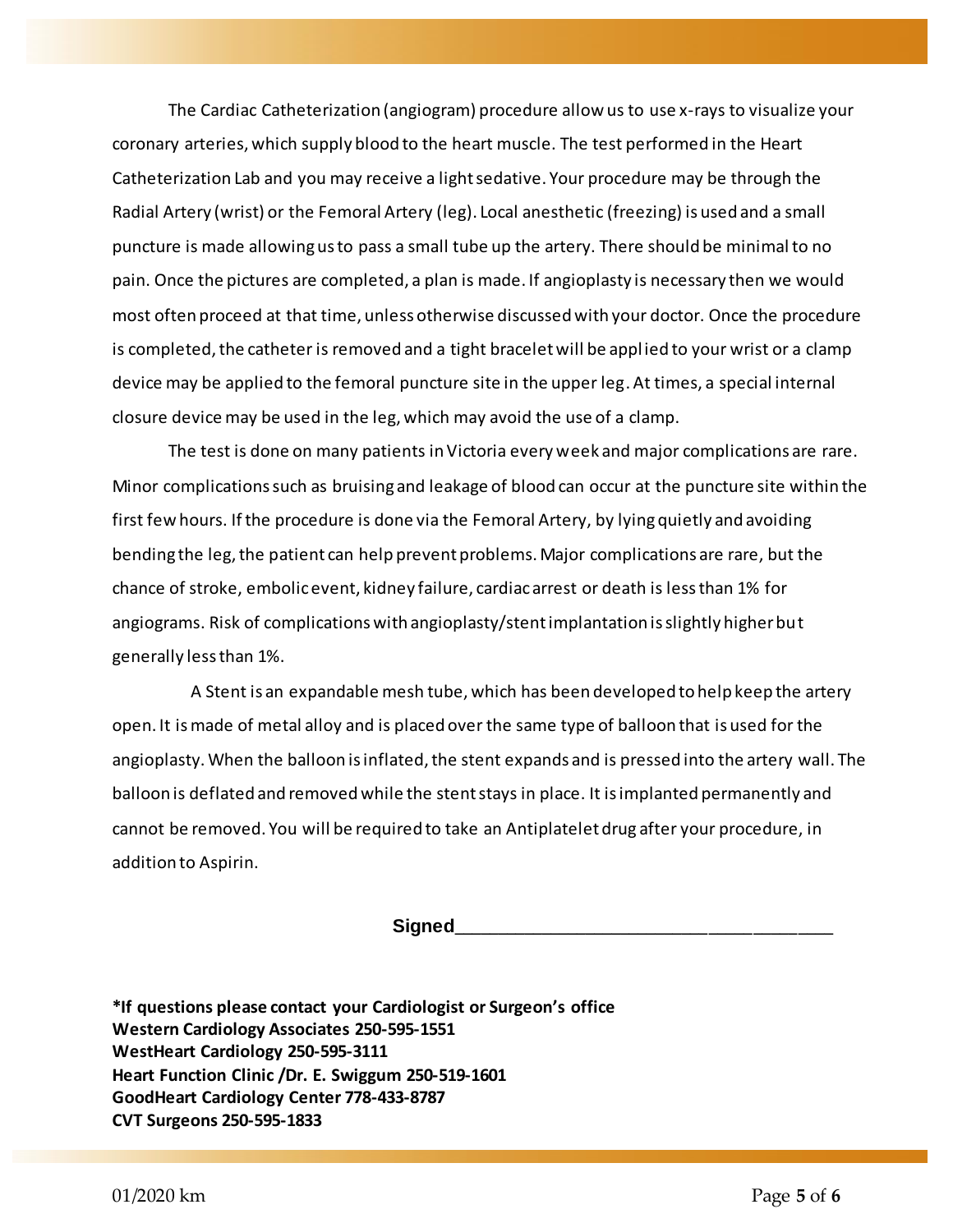The Cardiac Catheterization (angiogram) procedure allow us to use x-rays to visualize your coronary arteries, which supply blood to the heart muscle. The test performed in the Heart Catheterization Lab and you may receive a light sedative. Your procedure may be through the Radial Artery (wrist) or the Femoral Artery (leg). Local anesthetic (freezing) is used and a small puncture is made allowing us to pass a small tube up the artery. There should be minimal to no pain. Once the pictures are completed, a plan is made. If angioplasty is necessary then we would most often proceed at that time, unless otherwise discussed with your doctor. Once the procedure is completed, the catheter is removed and a tight bracelet will be applied to your wrist or a clamp device may be applied to the femoral puncture site in the upper leg. At times, a special internal closure device may be used in the leg, which may avoid the use of a clamp.

The test is done on many patients in Victoria every week and major complications are rare. Minor complications such as bruising and leakage of blood can occur at the puncture site within the first few hours. If the procedure is done via the Femoral Artery, by lying quietly and avoiding bending the leg, the patient can help prevent problems. Major complications are rare, but the chance of stroke, embolic event, kidney failure, cardiac arrest or death is less than 1% for angiograms. Risk of complications with angioplasty/stent implantation is slightly higher but generally less than 1%.

A Stent is an expandable mesh tube, which has been developed to help keep the artery open. It is made of metal alloy and is placed over the same type of balloon that is used for the angioplasty. When the balloon is inflated, the stent expands and is pressed into the artery wall. The balloon is deflated and removed while the stent stays in place. It is implanted permanently and cannot be removed. You will be required to take an Antiplatelet drug after your procedure, in addition to Aspirin.

**Signed**________________________________________

**\*If questions please contact your Cardiologist or Surgeon's office**
**Western Cardiology Associates 250-595-1551**
**WestHeart Cardiology 250-595-3111**
**Heart Function Clinic /Dr. E. Swiggum 250-519-1601**
**GoodHeart Cardiology Center 778-433-8787**
**CVT Surgeons 250-595-1833**

01/2020 km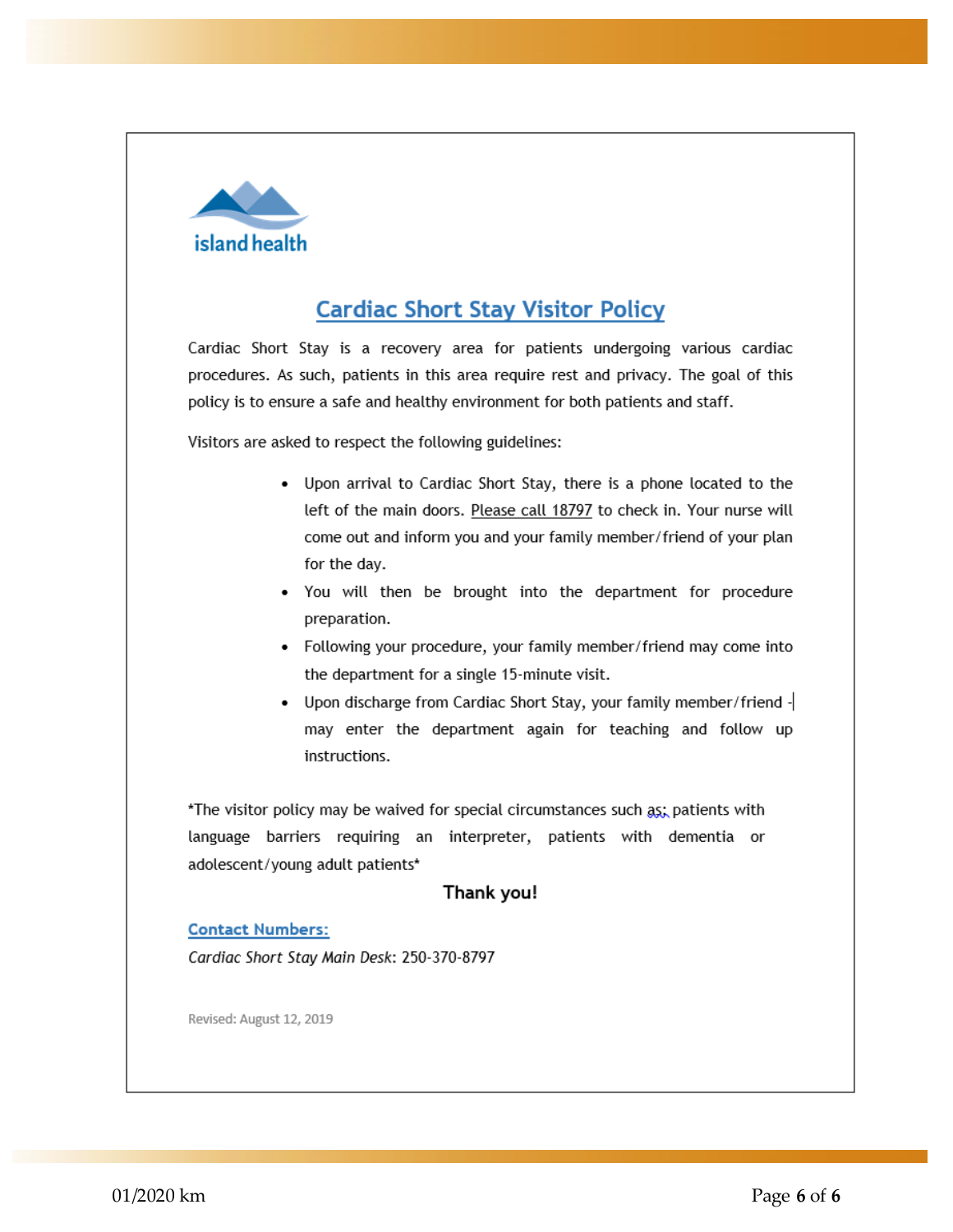island health

## Cardiac Short Stay Visitor Policy

Cardiac Short Stay is a recovery area for patients undergoing various cardiac procedures. As such, patients in this area require rest and privacy. The goal of this policy is to ensure a safe and healthy environment for both patients and staff.

Visitors are asked to respect the following guidelines:

- Upon arrival to Cardiac Short Stay, there is a phone located to the left of the main doors. Please call 18797 to check in. Your nurse will come out and inform you and your family member/friend of your plan for the day.
- You will then be brought into the department for procedure preparation.
- Following your procedure, your family member/friend may come into the department for a single 15-minute visit.
- Upon discharge from Cardiac Short Stay, your family member/friend may enter the department again for teaching and follow up instructions.

*The visitor policy may be waived for special circumstances such as; patients with language barriers requiring an interpreter, patients with dementia or adolescent/young adult patients*

**Thank you!**

**Contact Numbers:**

*Cardiac Short Stay Main Desk*: 250-370-8797

Revised: August 12, 2019

01/2020 km